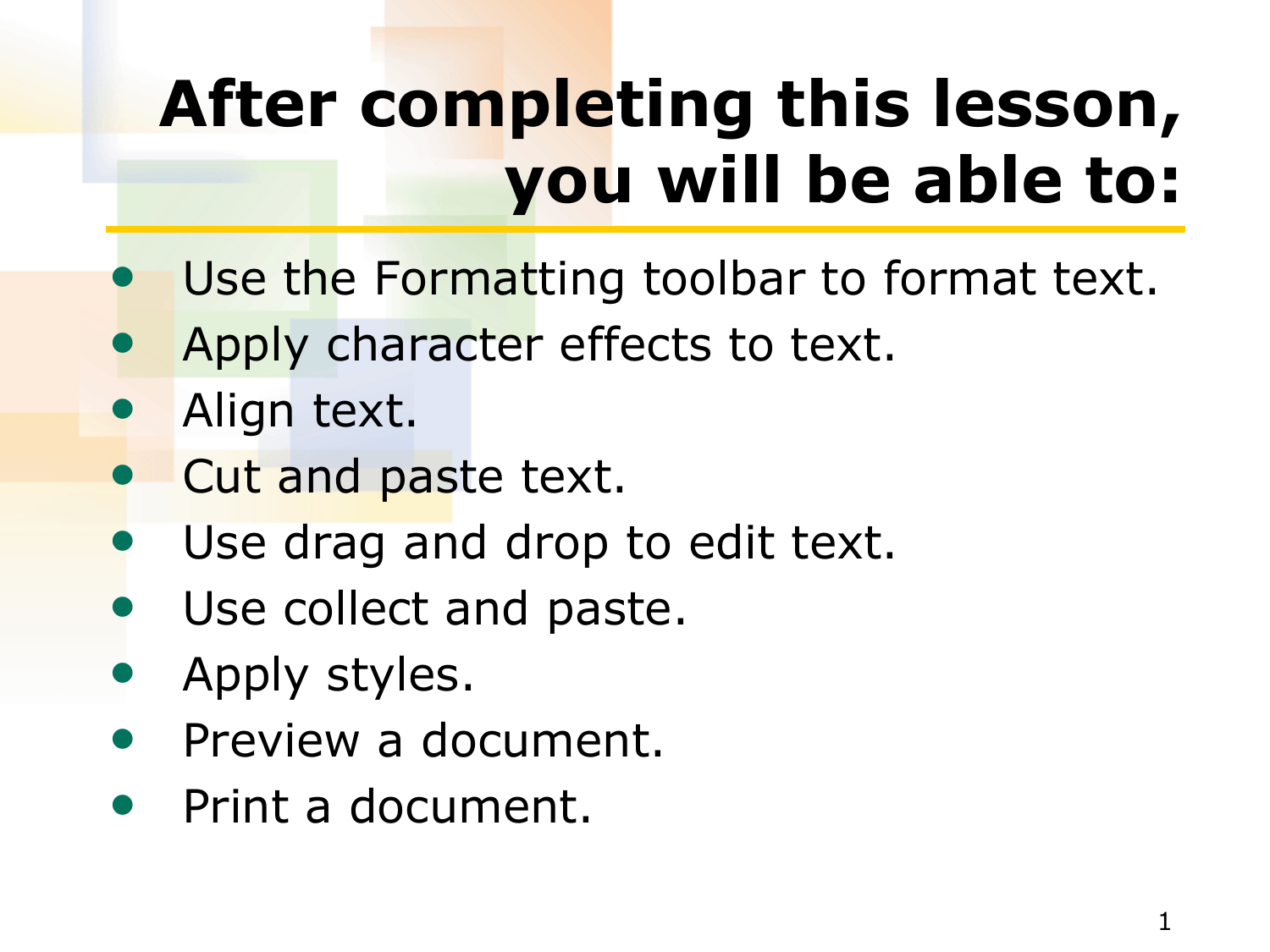# After completing this lesson, you will be able to:

- Use the Formatting toolbar to format text.
- Apply character effects to text.
- Align text.
- Cut and paste text.
- Use drag and drop to edit text.
- Use collect and paste.
- Apply styles.
- Preview a document.
- Print a document.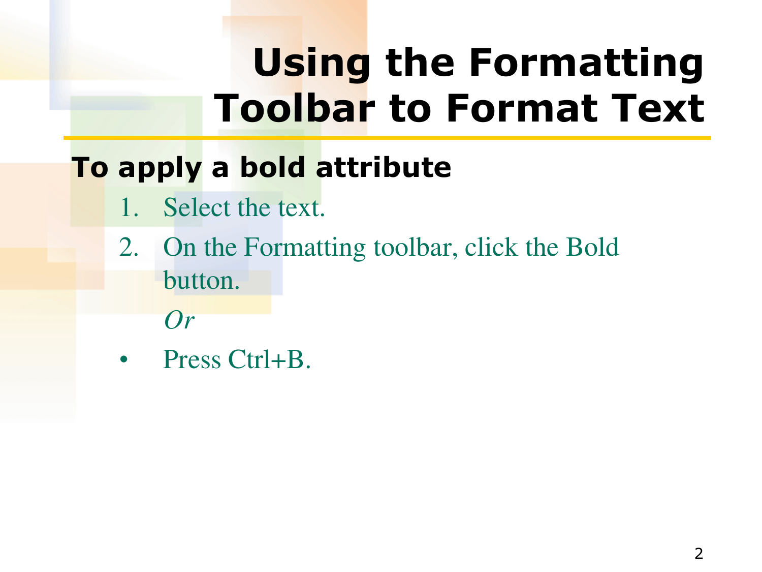# Using the Formatting Toolbar to Format Text

## To apply a bold attribute

1. Select the text.
2. On the Formatting toolbar, click the Bold button.

   *Or*

- Press Ctrl+B.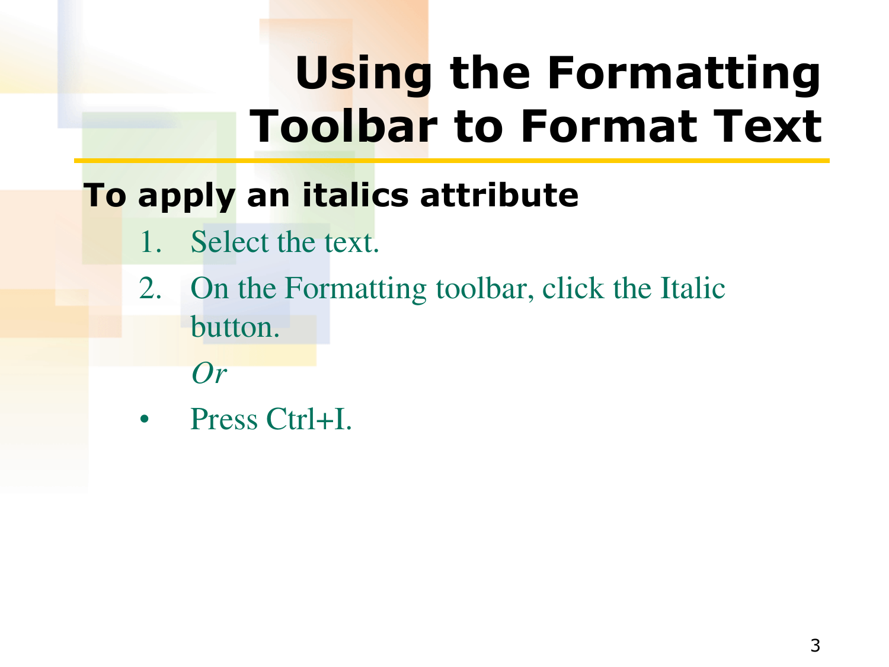# Using the Formatting Toolbar to Format Text

## To apply an italics attribute

1. Select the text.
2. On the Formatting toolbar, click the Italic button.

   *Or*

- Press Ctrl+I.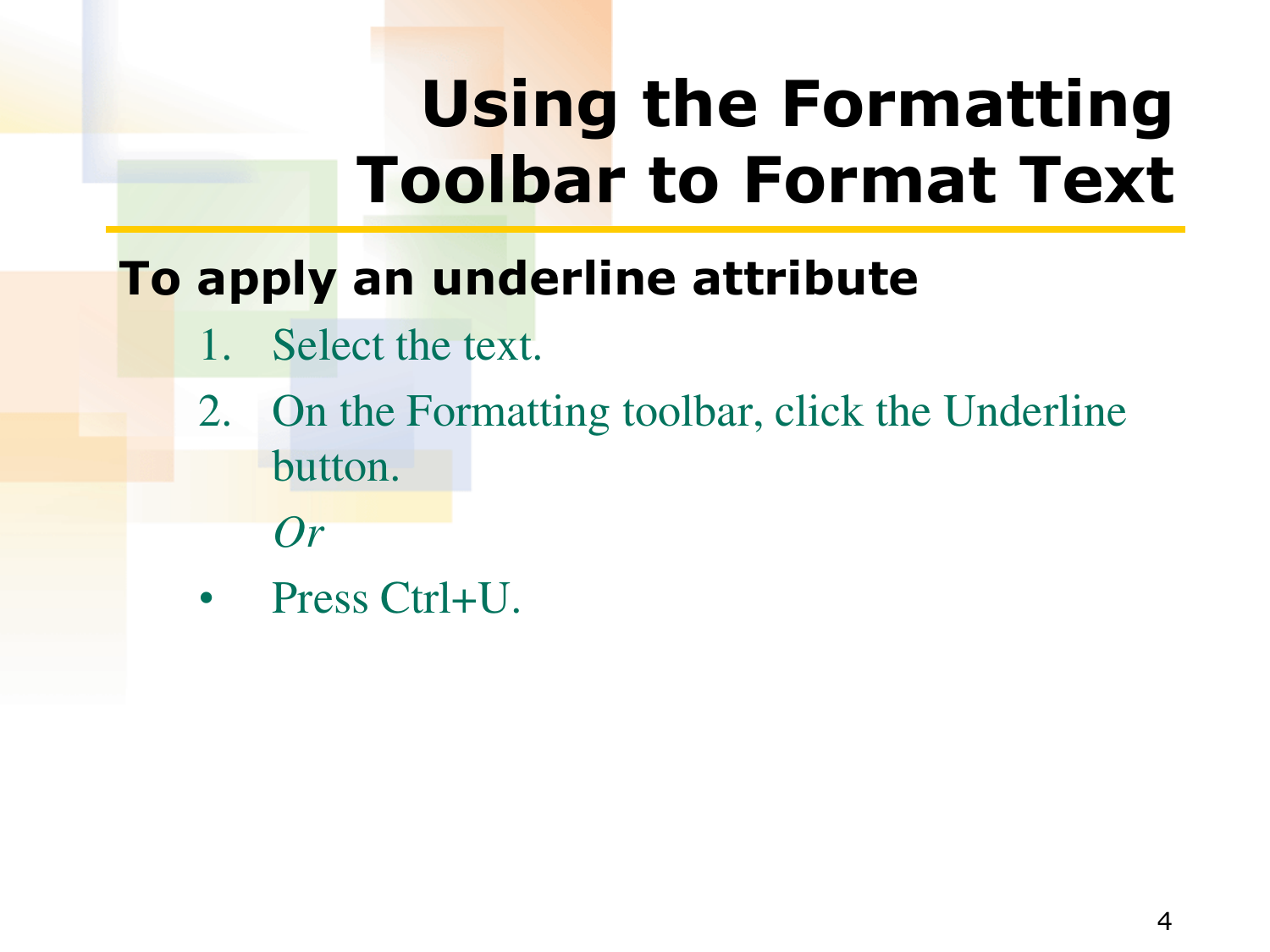# Using the Formatting Toolbar to Format Text

**To apply an underline attribute**

1. Select the text.
2. On the Formatting toolbar, click the Underline button.

   *Or*

- Press Ctrl+U.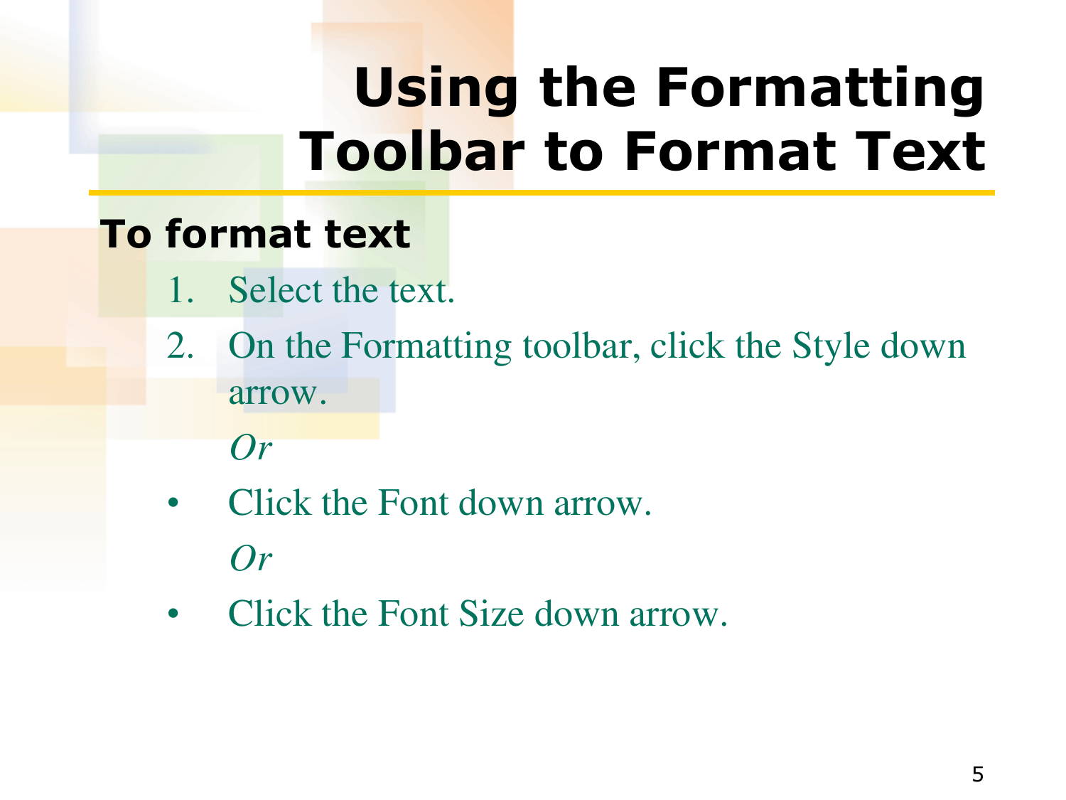# Using the Formatting Toolbar to Format Text

**To format text**

1. Select the text.
2. On the Formatting toolbar, click the Style down arrow.

   *Or*

- Click the Font down arrow.

  *Or*

- Click the Font Size down arrow.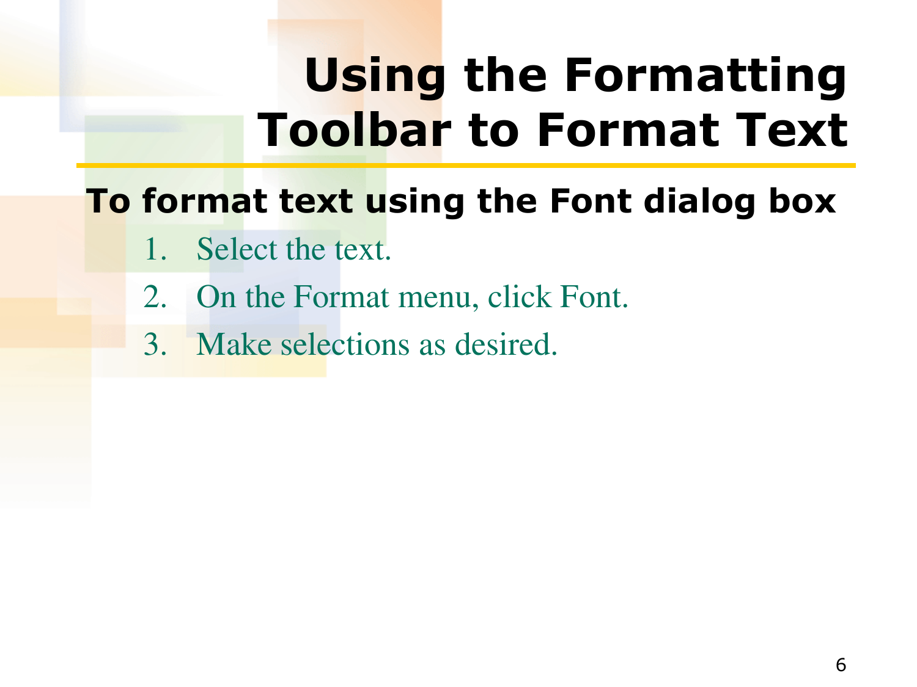# Using the Formatting Toolbar to Format Text

**To format text using the Font dialog box**

1. Select the text.
2. On the Format menu, click Font.
3. Make selections as desired.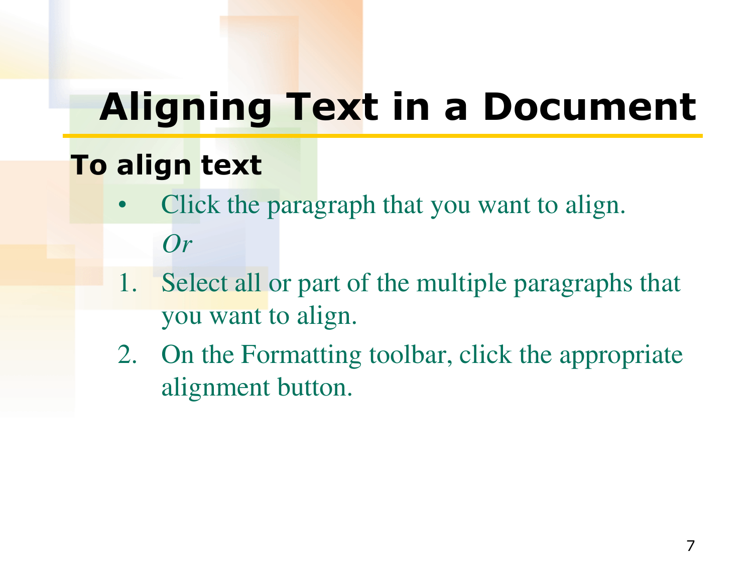# Aligning Text in a Document

**To align text**

- Click the paragraph that you want to align.

  *Or*

1. Select all or part of the multiple paragraphs that you want to align.
2. On the Formatting toolbar, click the appropriate alignment button.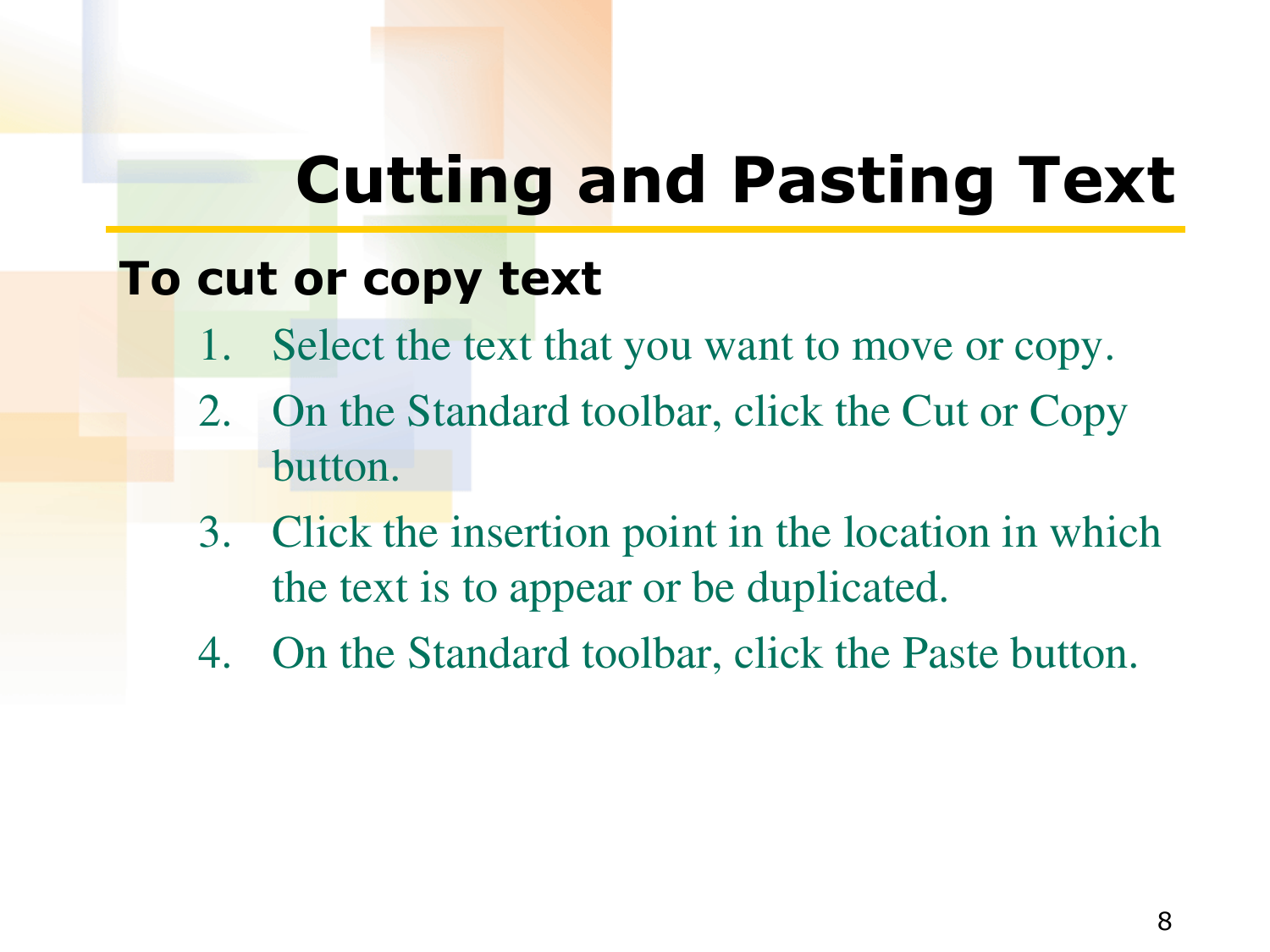# Cutting and Pasting Text

**To cut or copy text**

1. Select the text that you want to move or copy.
2. On the Standard toolbar, click the Cut or Copy button.
3. Click the insertion point in the location in which the text is to appear or be duplicated.
4. On the Standard toolbar, click the Paste button.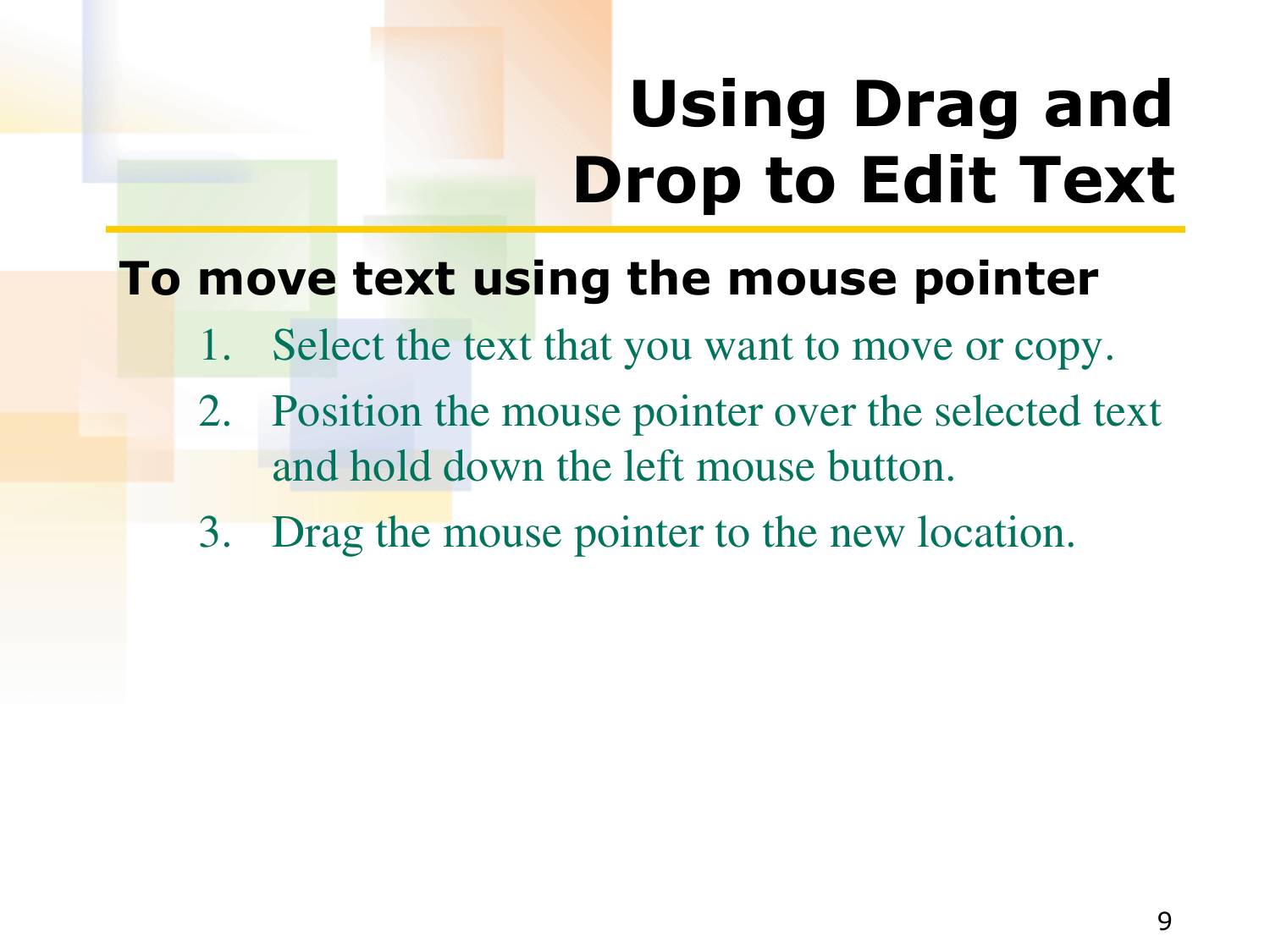# Using Drag and Drop to Edit Text

**To move text using the mouse pointer**

1. Select the text that you want to move or copy.
2. Position the mouse pointer over the selected text and hold down the left mouse button.
3. Drag the mouse pointer to the new location.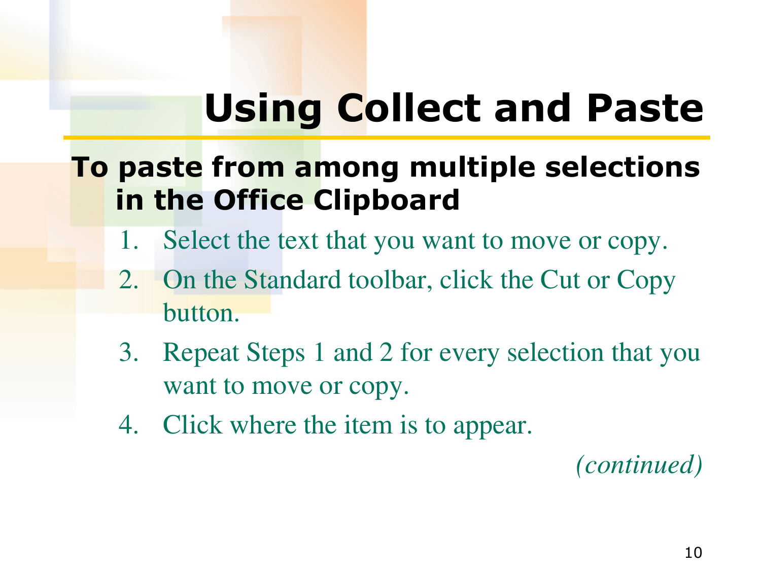# Using Collect and Paste

**To paste from among multiple selections in the Office Clipboard**

1. Select the text that you want to move or copy.
2. On the Standard toolbar, click the Cut or Copy button.
3. Repeat Steps 1 and 2 for every selection that you want to move or copy.
4. Click where the item is to appear.

*(continued)*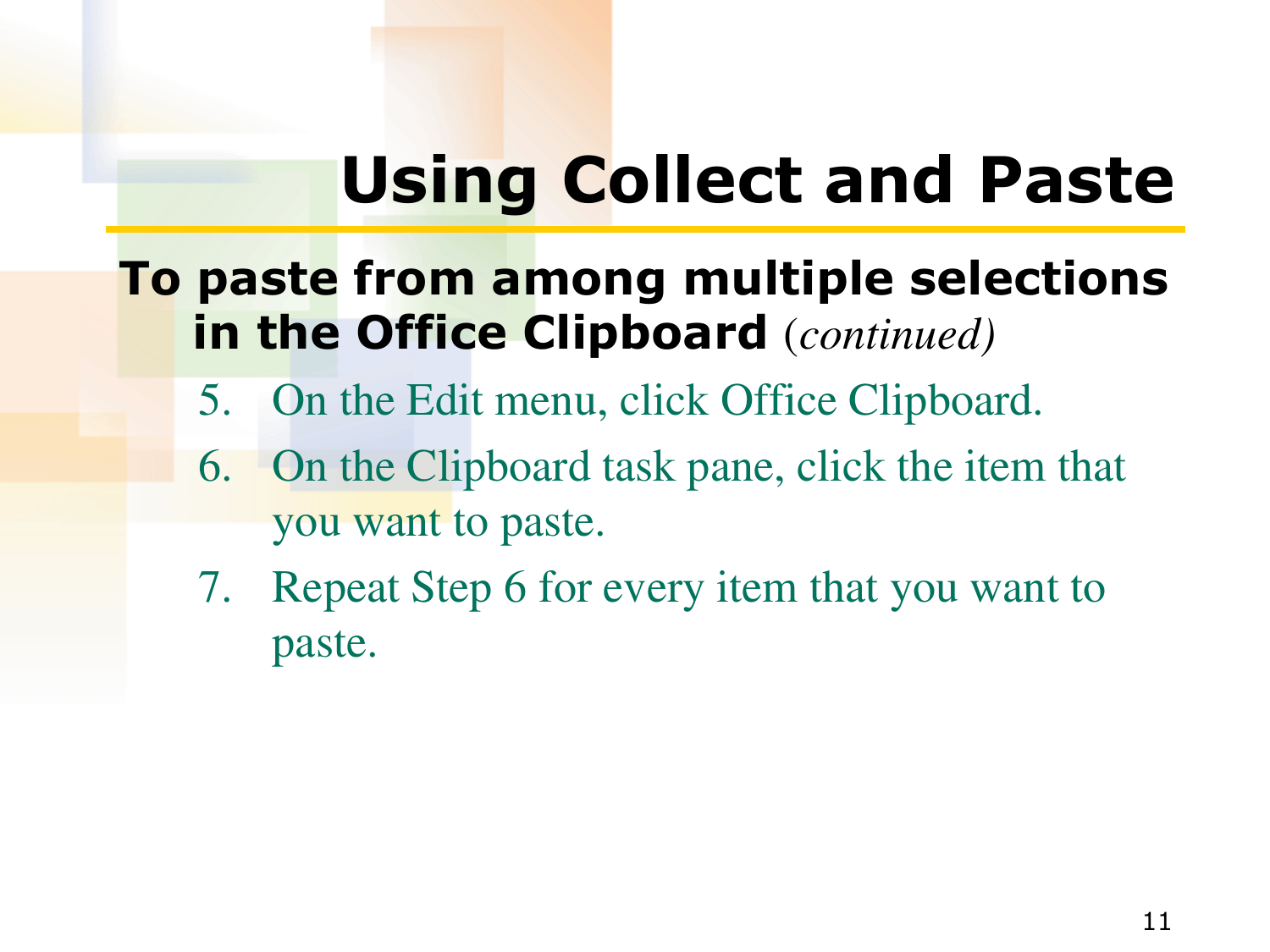# Using Collect and Paste

**To paste from among multiple selections in the Office Clipboard** *(continued)*

5. On the Edit menu, click Office Clipboard.
6. On the Clipboard task pane, click the item that you want to paste.
7. Repeat Step 6 for every item that you want to paste.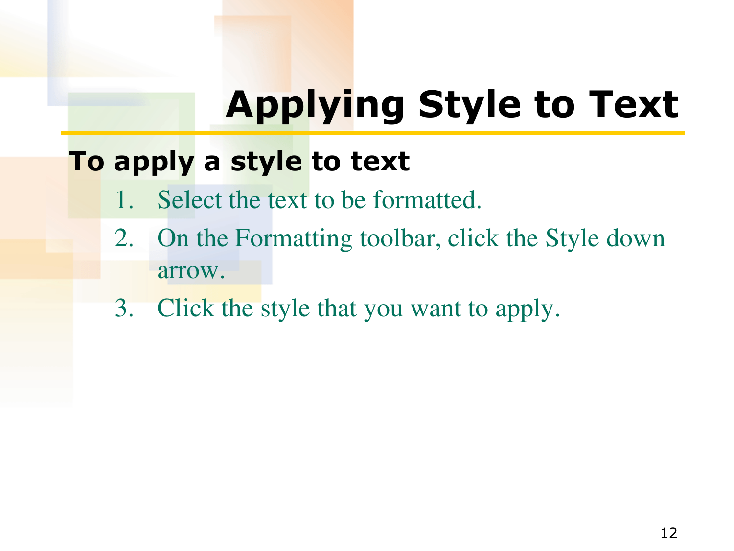# Applying Style to Text

**To apply a style to text**

1. Select the text to be formatted.
2. On the Formatting toolbar, click the Style down arrow.
3. Click the style that you want to apply.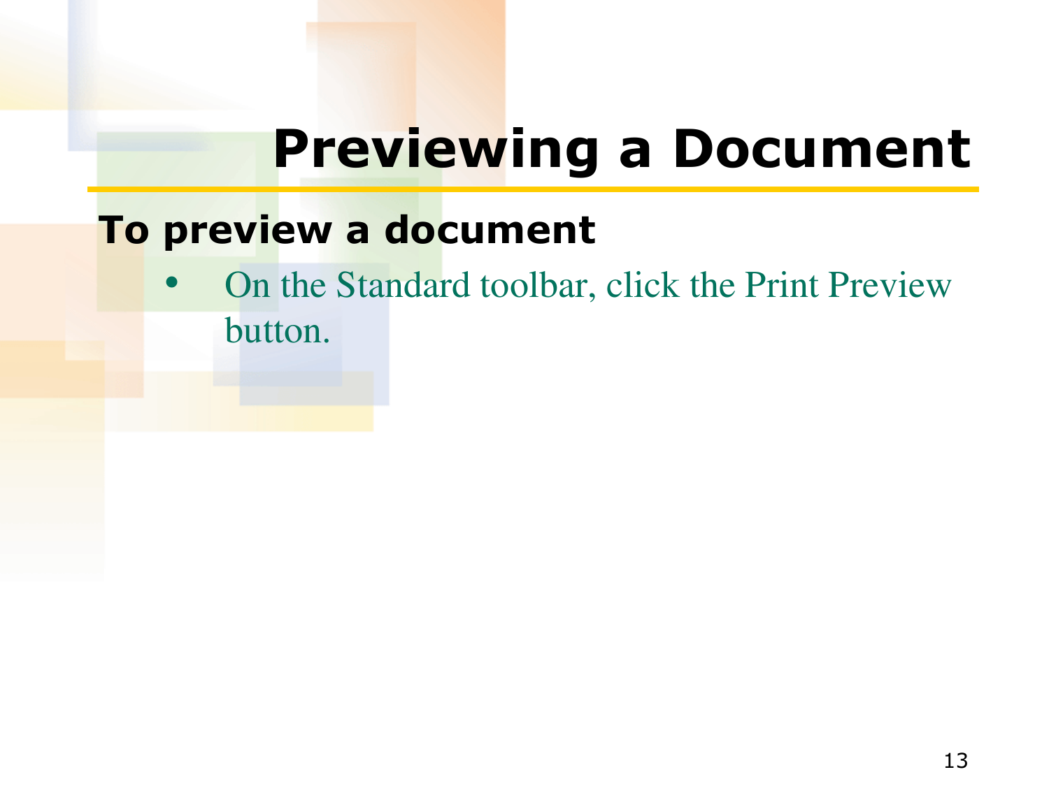# Previewing a Document

**To preview a document**

- On the Standard toolbar, click the Print Preview button.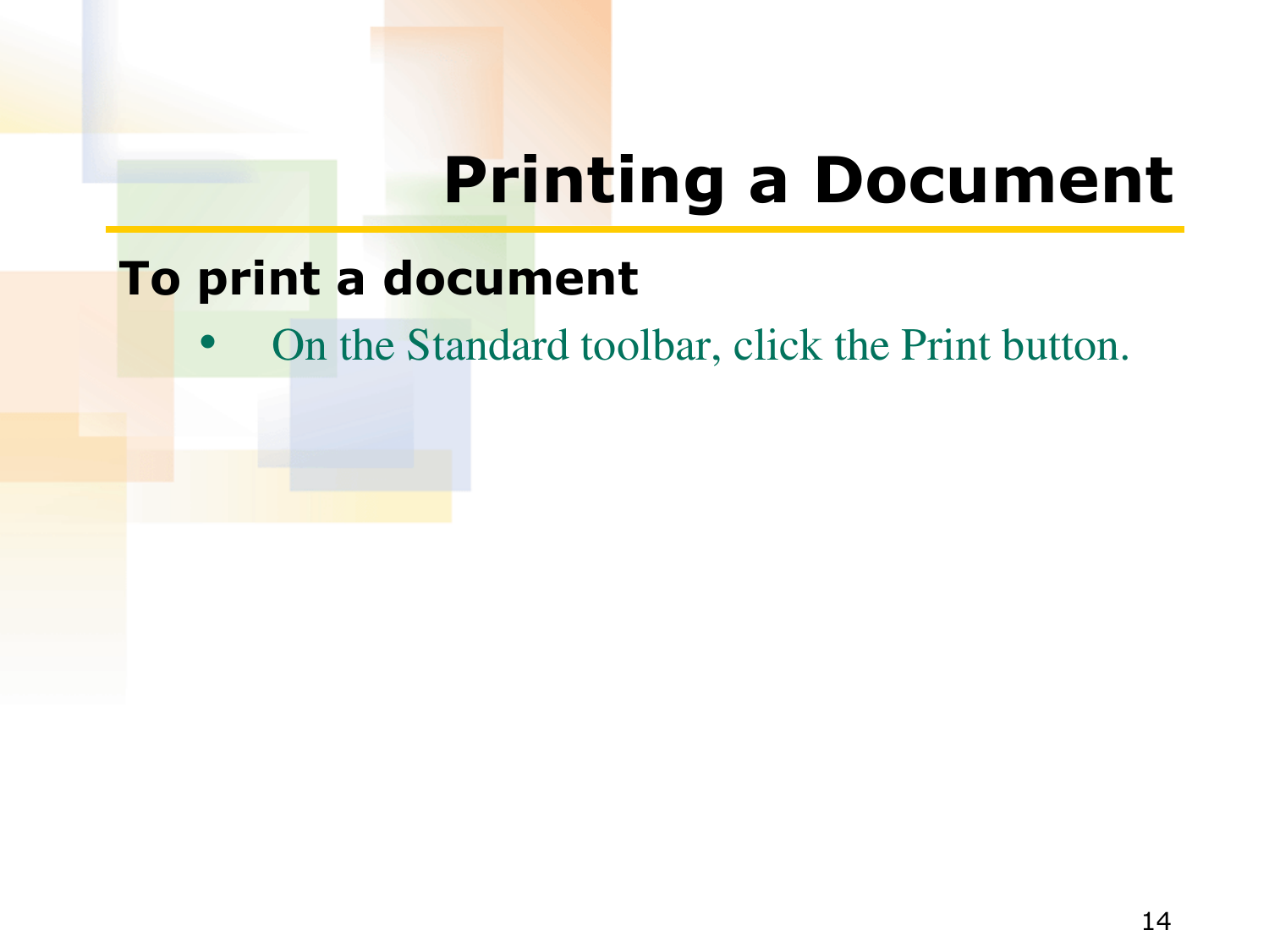# Printing a Document

**To print a document**

- On the Standard toolbar, click the Print button.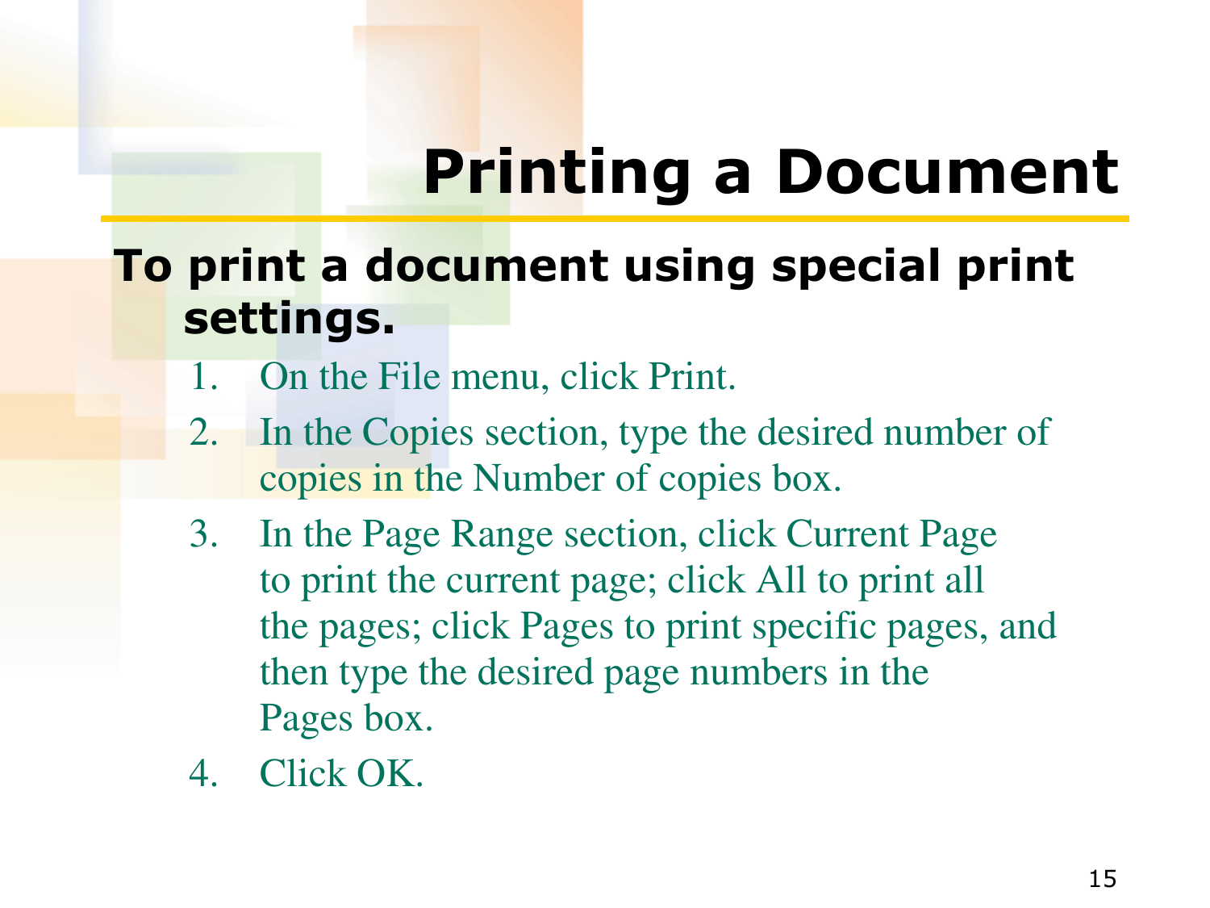# Printing a Document

**To print a document using special print settings.**

1. On the File menu, click Print.
2. In the Copies section, type the desired number of copies in the Number of copies box.
3. In the Page Range section, click Current Page to print the current page; click All to print all the pages; click Pages to print specific pages, and then type the desired page numbers in the Pages box.
4. Click OK.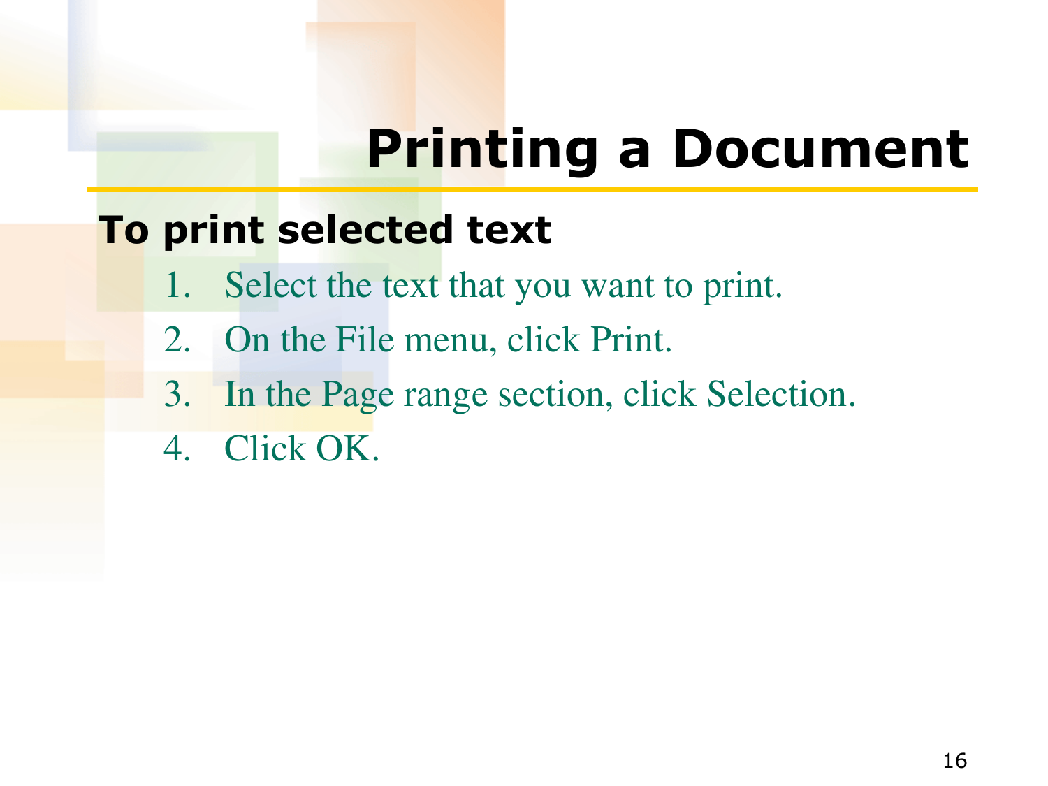# Printing a Document

**To print selected text**

1. Select the text that you want to print.
2. On the File menu, click Print.
3. In the Page range section, click Selection.
4. Click OK.